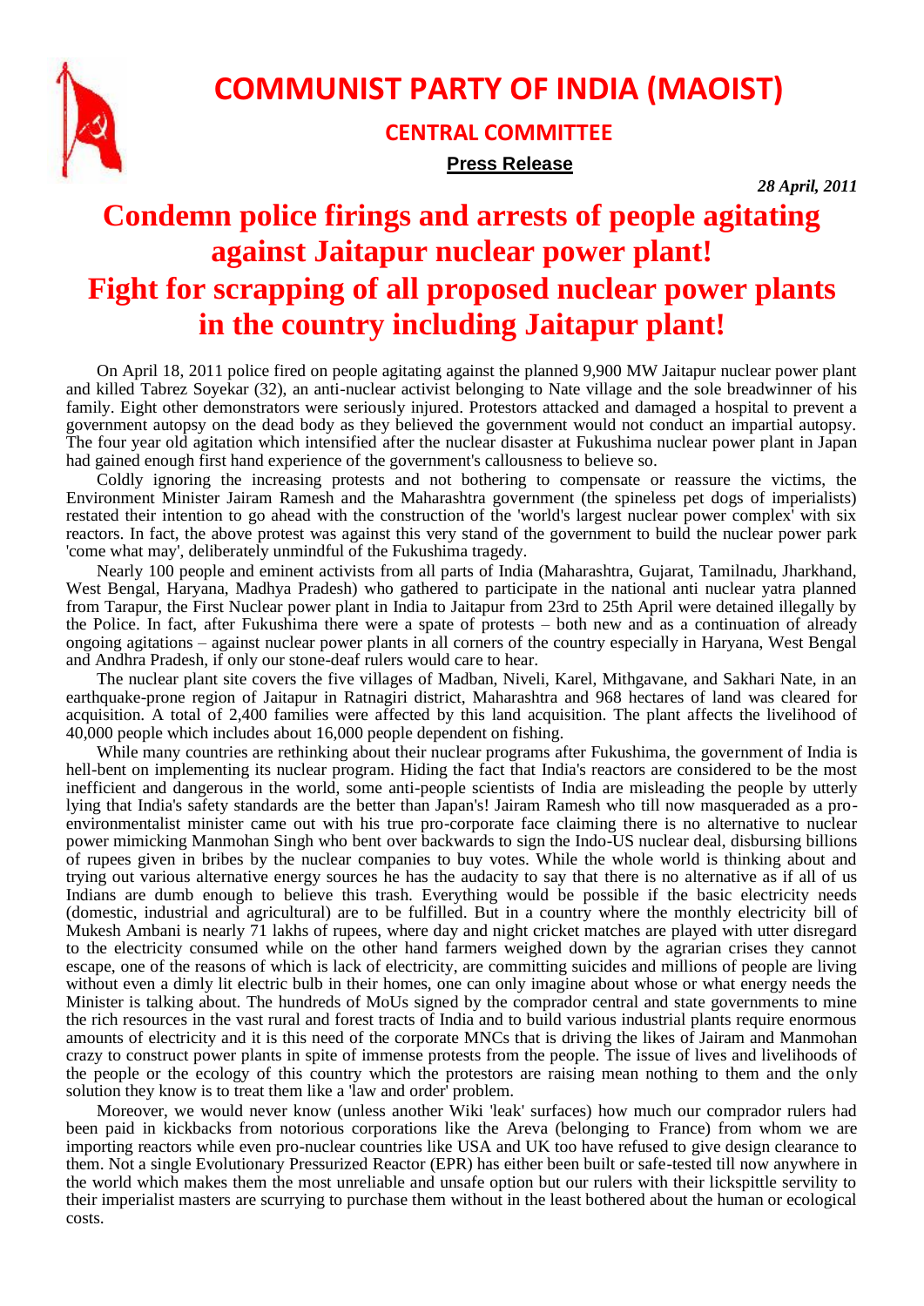# COMMUNIST PARTY OF INDIA (MAOIST)

## CENTRAL COMMITTEE

**Press Release**

*28 April, 2011*

# Condemn police firings and arrests of people agitating against Jaitapur nuclear power plant! Fight for scrapping of all proposed nuclear power plants in the country including Jaitapur plant!

On April 18, 2011 police fired on people agitating against the planned 9,900 MW Jaitapur nuclear power plant and killed Tabrez Soyekar (32), an anti-nuclear activist belonging to Nate village and the sole breadwinner of his family. Eight other demonstrators were seriously injured. Protestors attacked and damaged a hospital to prevent a government autopsy on the dead body as they believed the government would not conduct an impartial autopsy. The four year old agitation which intensified after the nuclear disaster at Fukushima nuclear power plant in Japan had gained enough first hand experience of the government's callousness to believe so.

Coldly ignoring the increasing protests and not bothering to compensate or reassure the victims, the Environment Minister Jairam Ramesh and the Maharashtra government (the spineless pet dogs of imperialists) restated their intention to go ahead with the construction of the 'world's largest nuclear power complex' with six reactors. In fact, the above protest was against this very stand of the government to build the nuclear power park 'come what may', deliberately unmindful of the Fukushima tragedy.

Nearly 100 people and eminent activists from all parts of India (Maharashtra, Gujarat, Tamilnadu, Jharkhand, West Bengal, Haryana, Madhya Pradesh) who gathered to participate in the national anti nuclear yatra planned from Tarapur, the First Nuclear power plant in India to Jaitapur from 23rd to 25th April were detained illegally by the Police. In fact, after Fukushima there were a spate of protests – both new and as a continuation of already ongoing agitations – against nuclear power plants in all corners of the country especially in Haryana, West Bengal and Andhra Pradesh, if only our stone-deaf rulers would care to hear.

The nuclear plant site covers the five villages of Madban, Niveli, Karel, Mithgavane, and Sakhari Nate, in an earthquake-prone region of Jaitapur in Ratnagiri district, Maharashtra and 968 hectares of land was cleared for acquisition. A total of 2,400 families were affected by this land acquisition. The plant affects the livelihood of 40,000 people which includes about 16,000 people dependent on fishing.

While many countries are rethinking about their nuclear programs after Fukushima, the government of India is hell-bent on implementing its nuclear program. Hiding the fact that India's reactors are considered to be the most inefficient and dangerous in the world, some anti-people scientists of India are misleading the people by utterly lying that India's safety standards are the better than Japan's! Jairam Ramesh who till now masqueraded as a pro-environmentalist minister came out with his true pro-corporate face claiming there is no alternative to nuclear power mimicking Manmohan Singh who bent over backwards to sign the Indo-US nuclear deal, disbursing billions of rupees given in bribes by the nuclear companies to buy votes. While the whole world is thinking about and trying out various alternative energy sources he has the audacity to say that there is no alternative as if all of us Indians are dumb enough to believe this trash. Everything would be possible if the basic electricity needs (domestic, industrial and agricultural) are to be fulfilled. But in a country where the monthly electricity bill of Mukesh Ambani is nearly 71 lakhs of rupees, where day and night cricket matches are played with utter disregard to the electricity consumed while on the other hand farmers weighed down by the agrarian crises they cannot escape, one of the reasons of which is lack of electricity, are committing suicides and millions of people are living without even a dimly lit electric bulb in their homes, one can only imagine about whose or what energy needs the Minister is talking about. The hundreds of MoUs signed by the comprador central and state governments to mine the rich resources in the vast rural and forest tracts of India and to build various industrial plants require enormous amounts of electricity and it is this need of the corporate MNCs that is driving the likes of Jairam and Manmohan crazy to construct power plants in spite of immense protests from the people. The issue of lives and livelihoods of the people or the ecology of this country which the protestors are raising mean nothing to them and the only solution they know is to treat them like a 'law and order' problem.

Moreover, we would never know (unless another Wiki 'leak' surfaces) how much our comprador rulers had been paid in kickbacks from notorious corporations like the Areva (belonging to France) from whom we are importing reactors while even pro-nuclear countries like USA and UK too have refused to give design clearance to them. Not a single Evolutionary Pressurized Reactor (EPR) has either been built or safe-tested till now anywhere in the world which makes them the most unreliable and unsafe option but our rulers with their lickspittle servility to their imperialist masters are scurrying to purchase them without in the least bothered about the human or ecological costs.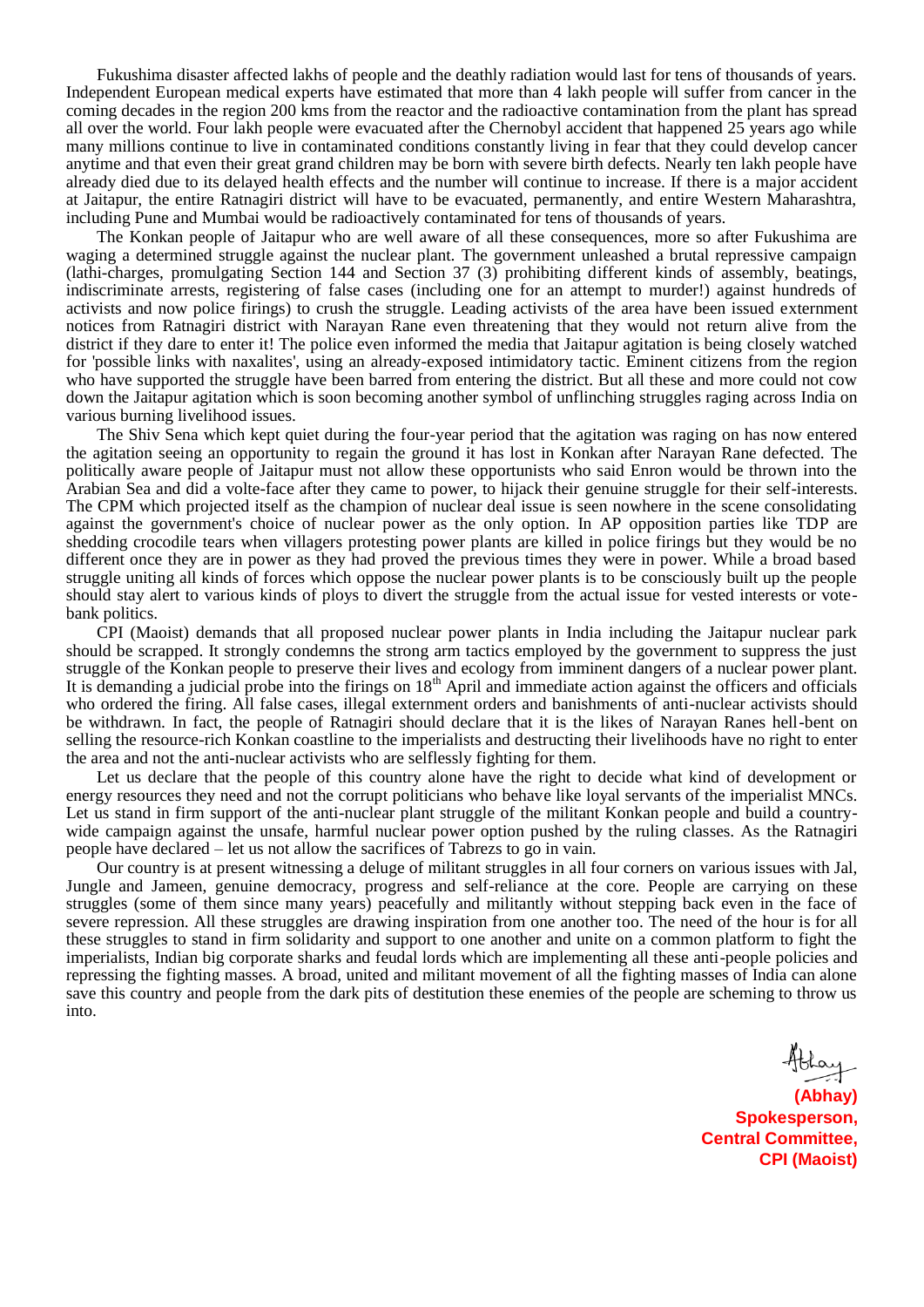Fukushima disaster affected lakhs of people and the deathly radiation would last for tens of thousands of years. Independent European medical experts have estimated that more than 4 lakh people will suffer from cancer in the coming decades in the region 200 kms from the reactor and the radioactive contamination from the plant has spread all over the world. Four lakh people were evacuated after the Chernobyl accident that happened 25 years ago while many millions continue to live in contaminated conditions constantly living in fear that they could develop cancer anytime and that even their great grand children may be born with severe birth defects. Nearly ten lakh people have already died due to its delayed health effects and the number will continue to increase. If there is a major accident at Jaitapur, the entire Ratnagiri district will have to be evacuated, permanently, and entire Western Maharashtra, including Pune and Mumbai would be radioactively contaminated for tens of thousands of years.

The Konkan people of Jaitapur who are well aware of all these consequences, more so after Fukushima are waging a determined struggle against the nuclear plant. The government unleashed a brutal repressive campaign (lathi-charges, promulgating Section 144 and Section 37 (3) prohibiting different kinds of assembly, beatings, indiscriminate arrests, registering of false cases (including one for an attempt to murder!) against hundreds of activists and now police firings) to crush the struggle. Leading activists of the area have been issued externment notices from Ratnagiri district with Narayan Rane even threatening that they would not return alive from the district if they dare to enter it! The police even informed the media that Jaitapur agitation is being closely watched for 'possible links with naxalites', using an already-exposed intimidatory tactic. Eminent citizens from the region who have supported the struggle have been barred from entering the district. But all these and more could not cow down the Jaitapur agitation which is soon becoming another symbol of unflinching struggles raging across India on various burning livelihood issues.

The Shiv Sena which kept quiet during the four-year period that the agitation was raging on has now entered the agitation seeing an opportunity to regain the ground it has lost in Konkan after Narayan Rane defected. The politically aware people of Jaitapur must not allow these opportunists who said Enron would be thrown into the Arabian Sea and did a volte-face after they came to power, to hijack their genuine struggle for their self-interests. The CPM which projected itself as the champion of nuclear deal issue is seen nowhere in the scene consolidating against the government's choice of nuclear power as the only option. In AP opposition parties like TDP are shedding crocodile tears when villagers protesting power plants are killed in police firings but they would be no different once they are in power as they had proved the previous times they were in power. While a broad based struggle uniting all kinds of forces which oppose the nuclear power plants is to be consciously built up the people should stay alert to various kinds of ploys to divert the struggle from the actual issue for vested interests or vote-bank politics.

CPI (Maoist) demands that all proposed nuclear power plants in India including the Jaitapur nuclear park should be scrapped. It strongly condemns the strong arm tactics employed by the government to suppress the just struggle of the Konkan people to preserve their lives and ecology from imminent dangers of a nuclear power plant. It is demanding a judicial probe into the firings on 18th April and immediate action against the officers and officials who ordered the firing. All false cases, illegal externment orders and banishments of anti-nuclear activists should be withdrawn. In fact, the people of Ratnagiri should declare that it is the likes of Narayan Ranes hell-bent on selling the resource-rich Konkan coastline to the imperialists and destructing their livelihoods have no right to enter the area and not the anti-nuclear activists who are selflessly fighting for them.

Let us declare that the people of this country alone have the right to decide what kind of development or energy resources they need and not the corrupt politicians who behave like loyal servants of the imperialist MNCs. Let us stand in firm support of the anti-nuclear plant struggle of the militant Konkan people and build a country-wide campaign against the unsafe, harmful nuclear power option pushed by the ruling classes. As the Ratnagiri people have declared – let us not allow the sacrifices of Tabrezs to go in vain.

Our country is at present witnessing a deluge of militant struggles in all four corners on various issues with Jal, Jungle and Jameen, genuine democracy, progress and self-reliance at the core. People are carrying on these struggles (some of them since many years) peacefully and militantly without stepping back even in the face of severe repression. All these struggles are drawing inspiration from one another too. The need of the hour is for all these struggles to stand in firm solidarity and support to one another and unite on a common platform to fight the imperialists, Indian big corporate sharks and feudal lords which are implementing all these anti-people policies and repressing the fighting masses. A broad, united and militant movement of all the fighting masses of India can alone save this country and people from the dark pits of destitution these enemies of the people are scheming to throw us into.

Abhay

**(Abhay)**
**Spokesperson,**
**Central Committee,**
**CPI (Maoist)**